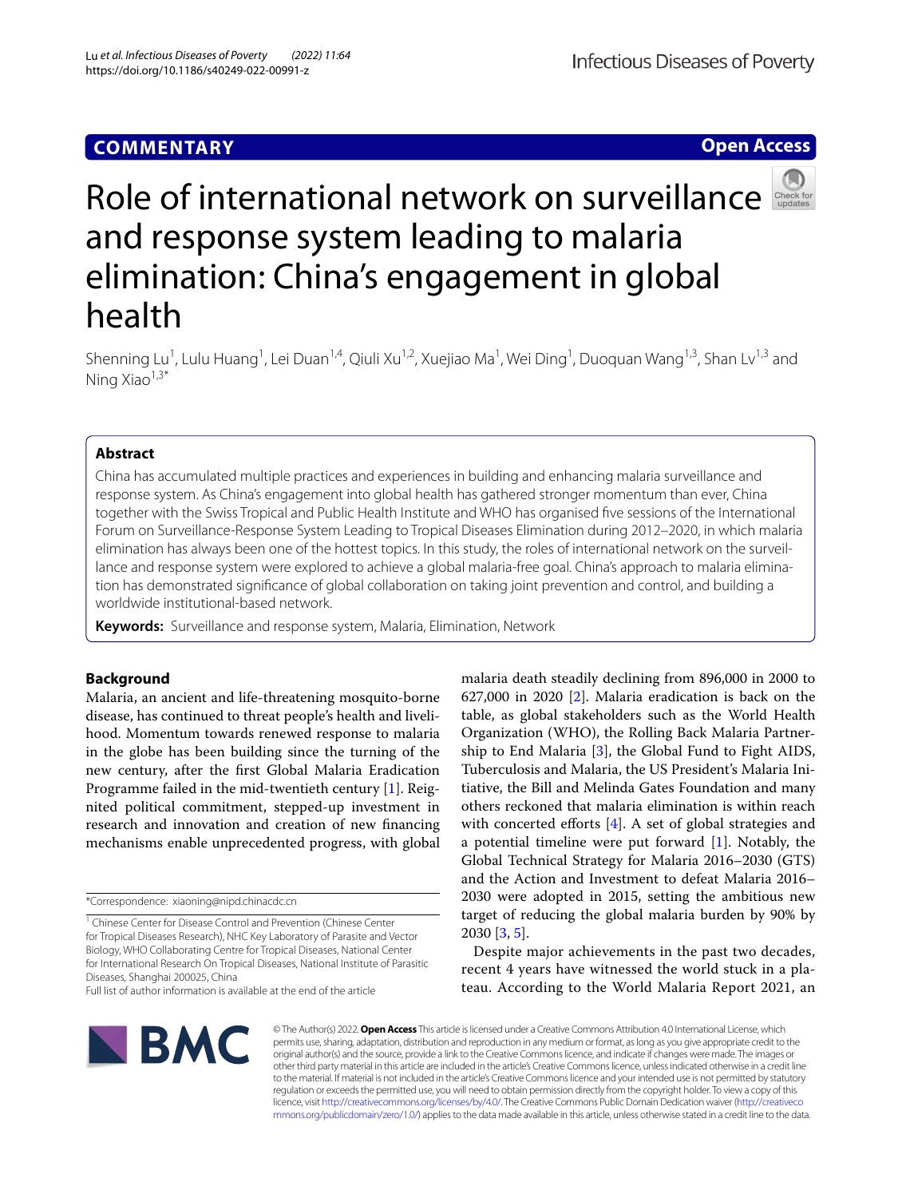COMMENTARY

Open Access

# Role of international network on surveillance and response system leading to malaria elimination: China's engagement in global health

Shenning Lu[1], Lulu Huang[1], Lei Duan[1,4], Qiuli Xu[1,2], Xuejiao Ma[1], Wei Ding[1], Duoquan Wang[1,3], Shan Lv[1,3] and Ning Xiao[1,3*]

## Abstract

China has accumulated multiple practices and experiences in building and enhancing malaria surveillance and response system. As China's engagement into global health has gathered stronger momentum than ever, China together with the Swiss Tropical and Public Health Institute and WHO has organised five sessions of the International Forum on Surveillance-Response System Leading to Tropical Diseases Elimination during 2012–2020, in which malaria elimination has always been one of the hottest topics. In this study, the roles of international network on the surveillance and response system were explored to achieve a global malaria-free goal. China's approach to malaria elimination has demonstrated significance of global collaboration on taking joint prevention and control, and building a worldwide institutional-based network.

**Keywords:** Surveillance and response system, Malaria, Elimination, Network

## Background

Malaria, an ancient and life-threatening mosquito-borne disease, has continued to threat people's health and livelihood. Momentum towards renewed response to malaria in the globe has been building since the turning of the new century, after the first Global Malaria Eradication Programme failed in the mid-twentieth century [1]. Reignited political commitment, stepped-up investment in research and innovation and creation of new financing mechanisms enable unprecedented progress, with global malaria death steadily declining from 896,000 in 2000 to 627,000 in 2020 [2]. Malaria eradication is back on the table, as global stakeholders such as the World Health Organization (WHO), the Rolling Back Malaria Partnership to End Malaria [3], the Global Fund to Fight AIDS, Tuberculosis and Malaria, the US President's Malaria Initiative, the Bill and Melinda Gates Foundation and many others reckoned that malaria elimination is within reach with concerted efforts [4]. A set of global strategies and a potential timeline were put forward [1]. Notably, the Global Technical Strategy for Malaria 2016–2030 (GTS) and the Action and Investment to defeat Malaria 2016–2030 were adopted in 2015, setting the ambitious new target of reducing the global malaria burden by 90% by 2030 [3, 5].

Despite major achievements in the past two decades, recent 4 years have witnessed the world stuck in a plateau. According to the World Malaria Report 2021, an

*Correspondence: xiaoning@nipd.chinacdc.cn

[1] Chinese Center for Disease Control and Prevention (Chinese Center for Tropical Diseases Research), NHC Key Laboratory of Parasite and Vector Biology, WHO Collaborating Centre for Tropical Diseases, National Center for International Research On Tropical Diseases, National Institute of Parasitic Diseases, Shanghai 200025, China

Full list of author information is available at the end of the article

© The Author(s) 2022. **Open Access** This article is licensed under a Creative Commons Attribution 4.0 International License, which permits use, sharing, adaptation, distribution and reproduction in any medium or format, as long as you give appropriate credit to the original author(s) and the source, provide a link to the Creative Commons licence, and indicate if changes were made. The images or other third party material in this article are included in the article's Creative Commons licence, unless indicated otherwise in a credit line to the material. If material is not included in the article's Creative Commons licence and your intended use is not permitted by statutory regulation or exceeds the permitted use, you will need to obtain permission directly from the copyright holder. To view a copy of this licence, visit http://creativecommons.org/licenses/by/4.0/. The Creative Commons Public Domain Dedication waiver (http://creativecommons.org/publicdomain/zero/1.0/) applies to the data made available in this article, unless otherwise stated in a credit line to the data.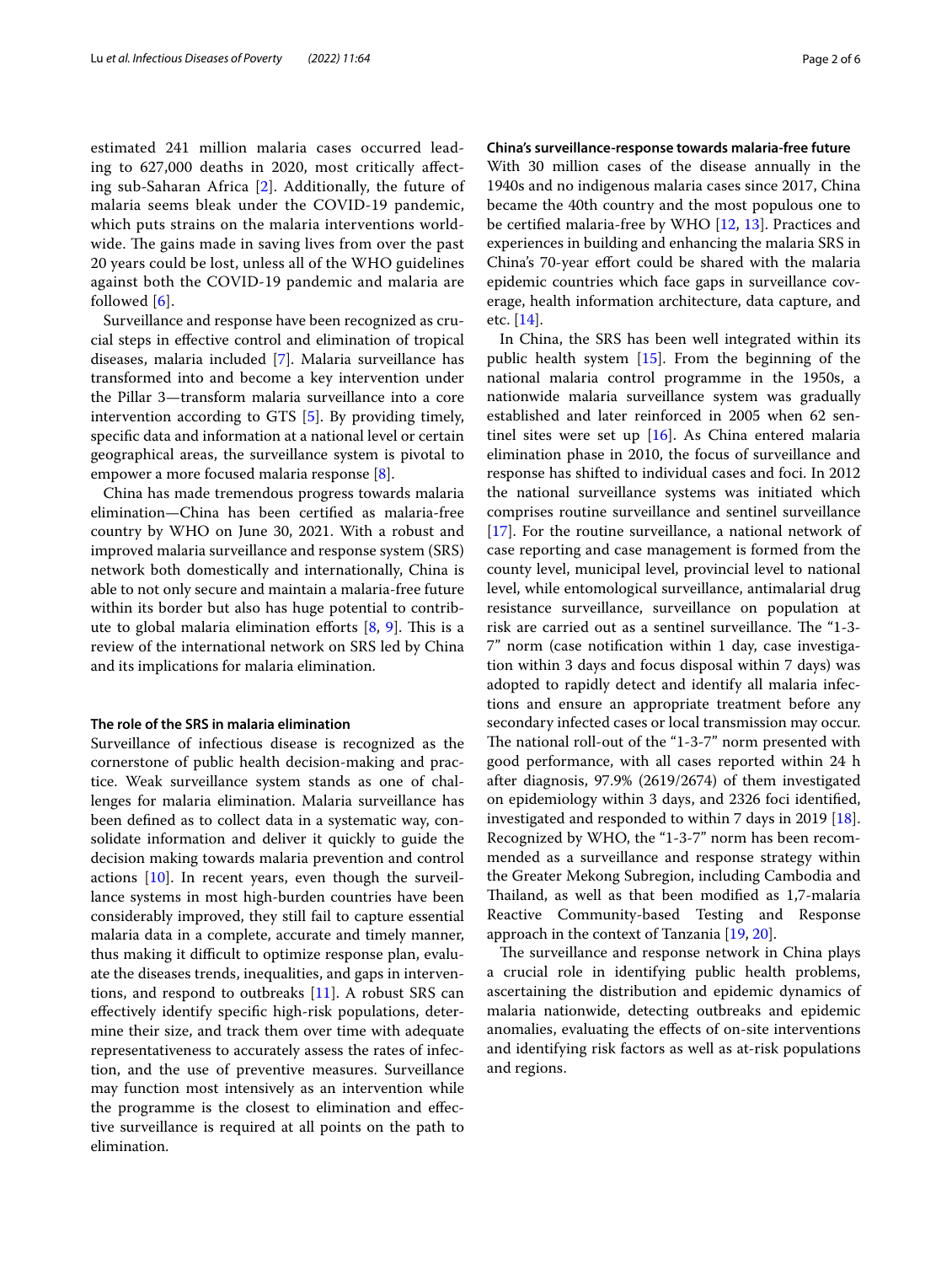estimated 241 million malaria cases occurred leading to 627,000 deaths in 2020, most critically affecting sub-Saharan Africa [2]. Additionally, the future of malaria seems bleak under the COVID-19 pandemic, which puts strains on the malaria interventions worldwide. The gains made in saving lives from over the past 20 years could be lost, unless all of the WHO guidelines against both the COVID-19 pandemic and malaria are followed [6].

Surveillance and response have been recognized as crucial steps in effective control and elimination of tropical diseases, malaria included [7]. Malaria surveillance has transformed into and become a key intervention under the Pillar 3—transform malaria surveillance into a core intervention according to GTS [5]. By providing timely, specific data and information at a national level or certain geographical areas, the surveillance system is pivotal to empower a more focused malaria response [8].

China has made tremendous progress towards malaria elimination—China has been certified as malaria-free country by WHO on June 30, 2021. With a robust and improved malaria surveillance and response system (SRS) network both domestically and internationally, China is able to not only secure and maintain a malaria-free future within its border but also has huge potential to contribute to global malaria elimination efforts [8, 9]. This is a review of the international network on SRS led by China and its implications for malaria elimination.

### The role of the SRS in malaria elimination

Surveillance of infectious disease is recognized as the cornerstone of public health decision-making and practice. Weak surveillance system stands as one of challenges for malaria elimination. Malaria surveillance has been defined as to collect data in a systematic way, consolidate information and deliver it quickly to guide the decision making towards malaria prevention and control actions [10]. In recent years, even though the surveillance systems in most high-burden countries have been considerably improved, they still fail to capture essential malaria data in a complete, accurate and timely manner, thus making it difficult to optimize response plan, evaluate the diseases trends, inequalities, and gaps in interventions, and respond to outbreaks [11]. A robust SRS can effectively identify specific high-risk populations, determine their size, and track them over time with adequate representativeness to accurately assess the rates of infection, and the use of preventive measures. Surveillance may function most intensively as an intervention while the programme is the closest to elimination and effective surveillance is required at all points on the path to elimination.

### China's surveillance-response towards malaria-free future

With 30 million cases of the disease annually in the 1940s and no indigenous malaria cases since 2017, China became the 40th country and the most populous one to be certified malaria-free by WHO [12, 13]. Practices and experiences in building and enhancing the malaria SRS in China's 70-year effort could be shared with the malaria epidemic countries which face gaps in surveillance coverage, health information architecture, data capture, and etc. [14].

In China, the SRS has been well integrated within its public health system [15]. From the beginning of the national malaria control programme in the 1950s, a nationwide malaria surveillance system was gradually established and later reinforced in 2005 when 62 sentinel sites were set up [16]. As China entered malaria elimination phase in 2010, the focus of surveillance and response has shifted to individual cases and foci. In 2012 the national surveillance systems was initiated which comprises routine surveillance and sentinel surveillance [17]. For the routine surveillance, a national network of case reporting and case management is formed from the county level, municipal level, provincial level to national level, while entomological surveillance, antimalarial drug resistance surveillance, surveillance on population at risk are carried out as a sentinel surveillance. The "1-3-7" norm (case notification within 1 day, case investigation within 3 days and focus disposal within 7 days) was adopted to rapidly detect and identify all malaria infections and ensure an appropriate treatment before any secondary infected cases or local transmission may occur. The national roll-out of the "1-3-7" norm presented with good performance, with all cases reported within 24 h after diagnosis, 97.9% (2619/2674) of them investigated on epidemiology within 3 days, and 2326 foci identified, investigated and responded to within 7 days in 2019 [18]. Recognized by WHO, the "1-3-7" norm has been recommended as a surveillance and response strategy within the Greater Mekong Subregion, including Cambodia and Thailand, as well as that been modified as 1,7-malaria Reactive Community-based Testing and Response approach in the context of Tanzania [19, 20].

The surveillance and response network in China plays a crucial role in identifying public health problems, ascertaining the distribution and epidemic dynamics of malaria nationwide, detecting outbreaks and epidemic anomalies, evaluating the effects of on-site interventions and identifying risk factors as well as at-risk populations and regions.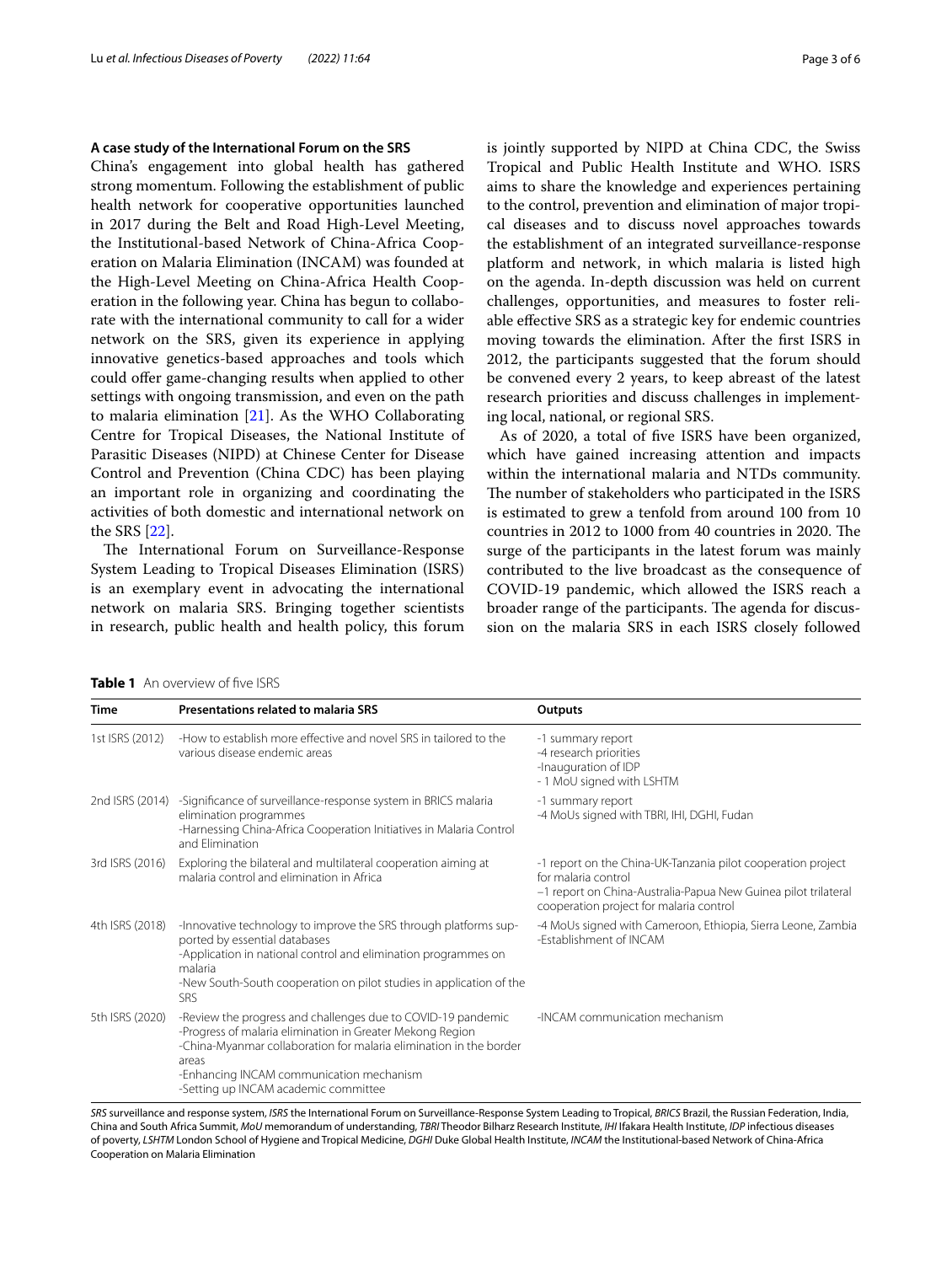### A case study of the International Forum on the SRS

China's engagement into global health has gathered strong momentum. Following the establishment of public health network for cooperative opportunities launched in 2017 during the Belt and Road High-Level Meeting, the Institutional-based Network of China-Africa Cooperation on Malaria Elimination (INCAM) was founded at the High-Level Meeting on China-Africa Health Cooperation in the following year. China has begun to collaborate with the international community to call for a wider network on the SRS, given its experience in applying innovative genetics-based approaches and tools which could offer game-changing results when applied to other settings with ongoing transmission, and even on the path to malaria elimination [21]. As the WHO Collaborating Centre for Tropical Diseases, the National Institute of Parasitic Diseases (NIPD) at Chinese Center for Disease Control and Prevention (China CDC) has been playing an important role in organizing and coordinating the activities of both domestic and international network on the SRS [22].

The International Forum on Surveillance-Response System Leading to Tropical Diseases Elimination (ISRS) is an exemplary event in advocating the international network on malaria SRS. Bringing together scientists in research, public health and health policy, this forum is jointly supported by NIPD at China CDC, the Swiss Tropical and Public Health Institute and WHO. ISRS aims to share the knowledge and experiences pertaining to the control, prevention and elimination of major tropical diseases and to discuss novel approaches towards the establishment of an integrated surveillance-response platform and network, in which malaria is listed high on the agenda. In-depth discussion was held on current challenges, opportunities, and measures to foster reliable effective SRS as a strategic key for endemic countries moving towards the elimination. After the first ISRS in 2012, the participants suggested that the forum should be convened every 2 years, to keep abreast of the latest research priorities and discuss challenges in implementing local, national, or regional SRS.

As of 2020, a total of five ISRS have been organized, which have gained increasing attention and impacts within the international malaria and NTDs community. The number of stakeholders who participated in the ISRS is estimated to grew a tenfold from around 100 from 10 countries in 2012 to 1000 from 40 countries in 2020. The surge of the participants in the latest forum was mainly contributed to the live broadcast as the consequence of COVID-19 pandemic, which allowed the ISRS reach a broader range of the participants. The agenda for discussion on the malaria SRS in each ISRS closely followed

**Table 1** An overview of five ISRS

| Time | Presentations related to malaria SRS | Outputs |
|---|---|---|
| 1st ISRS (2012) | -How to establish more effective and novel SRS in tailored to the various disease endemic areas | -1 summary report<br>-4 research priorities<br>-Inauguration of IDP<br>- 1 MoU signed with LSHTM |
| 2nd ISRS (2014) | -Significance of surveillance-response system in BRICS malaria elimination programmes<br>-Harnessing China-Africa Cooperation Initiatives in Malaria Control and Elimination | -1 summary report<br>-4 MoUs signed with TBRI, IHI, DGHI, Fudan |
| 3rd ISRS (2016) | Exploring the bilateral and multilateral cooperation aiming at malaria control and elimination in Africa | -1 report on the China-UK-Tanzania pilot cooperation project for malaria control<br>–1 report on China-Australia-Papua New Guinea pilot trilateral cooperation project for malaria control |
| 4th ISRS (2018) | -Innovative technology to improve the SRS through platforms supported by essential databases<br>-Application in national control and elimination programmes on malaria<br>-New South-South cooperation on pilot studies in application of the SRS | -4 MoUs signed with Cameroon, Ethiopia, Sierra Leone, Zambia<br>-Establishment of INCAM |
| 5th ISRS (2020) | -Review the progress and challenges due to COVID-19 pandemic<br>-Progress of malaria elimination in Greater Mekong Region<br>-China-Myanmar collaboration for malaria elimination in the border areas<br>-Enhancing INCAM communication mechanism<br>-Setting up INCAM academic committee | -INCAM communication mechanism |

*SRS* surveillance and response system, *ISRS* the International Forum on Surveillance-Response System Leading to Tropical, *BRICS* Brazil, the Russian Federation, India, China and South Africa Summit, *MoU* memorandum of understanding, *TBRI* Theodor Bilharz Research Institute, *IHI* Ifakara Health Institute, *IDP* infectious diseases of poverty, *LSHTM* London School of Hygiene and Tropical Medicine, *DGHI* Duke Global Health Institute, *INCAM* the Institutional-based Network of China-Africa Cooperation on Malaria Elimination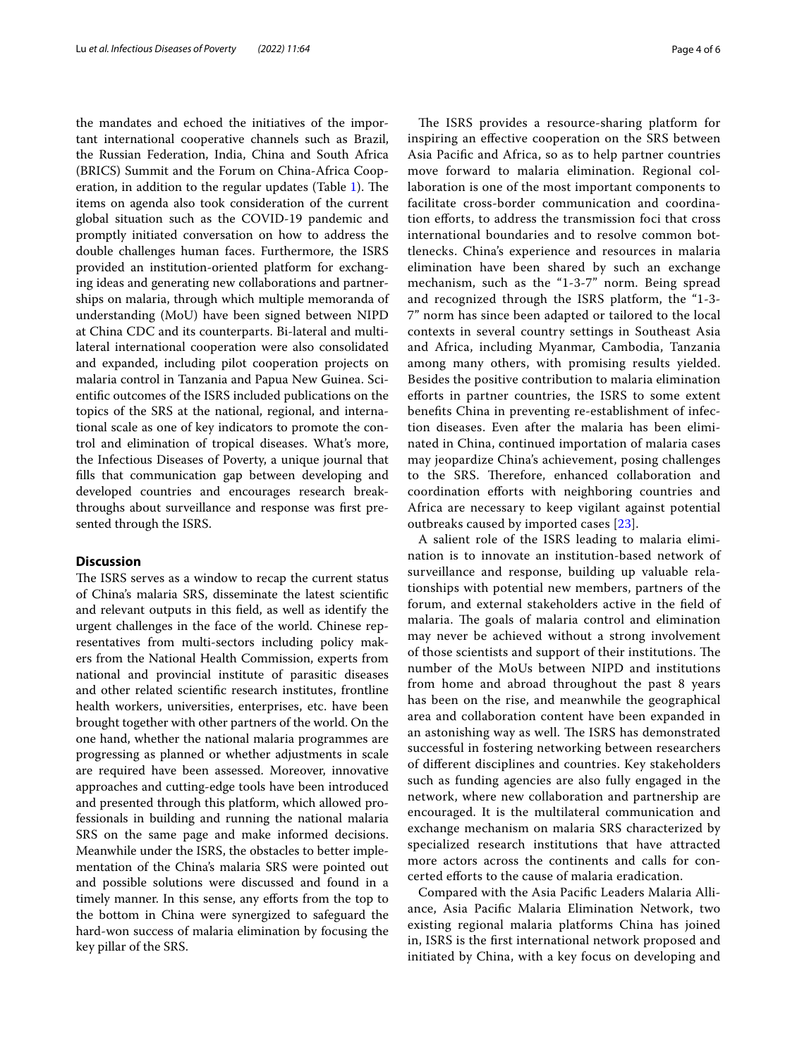the mandates and echoed the initiatives of the important international cooperative channels such as Brazil, the Russian Federation, India, China and South Africa (BRICS) Summit and the Forum on China-Africa Cooperation, in addition to the regular updates (Table 1). The items on agenda also took consideration of the current global situation such as the COVID-19 pandemic and promptly initiated conversation on how to address the double challenges human faces. Furthermore, the ISRS provided an institution-oriented platform for exchanging ideas and generating new collaborations and partnerships on malaria, through which multiple memoranda of understanding (MoU) have been signed between NIPD at China CDC and its counterparts. Bi-lateral and multilateral international cooperation were also consolidated and expanded, including pilot cooperation projects on malaria control in Tanzania and Papua New Guinea. Scientific outcomes of the ISRS included publications on the topics of the SRS at the national, regional, and international scale as one of key indicators to promote the control and elimination of tropical diseases. What's more, the Infectious Diseases of Poverty, a unique journal that fills that communication gap between developing and developed countries and encourages research breakthroughs about surveillance and response was first presented through the ISRS.

## Discussion

The ISRS serves as a window to recap the current status of China's malaria SRS, disseminate the latest scientific and relevant outputs in this field, as well as identify the urgent challenges in the face of the world. Chinese representatives from multi-sectors including policy makers from the National Health Commission, experts from national and provincial institute of parasitic diseases and other related scientific research institutes, frontline health workers, universities, enterprises, etc. have been brought together with other partners of the world. On the one hand, whether the national malaria programmes are progressing as planned or whether adjustments in scale are required have been assessed. Moreover, innovative approaches and cutting-edge tools have been introduced and presented through this platform, which allowed professionals in building and running the national malaria SRS on the same page and make informed decisions. Meanwhile under the ISRS, the obstacles to better implementation of the China's malaria SRS were pointed out and possible solutions were discussed and found in a timely manner. In this sense, any efforts from the top to the bottom in China were synergized to safeguard the hard-won success of malaria elimination by focusing the key pillar of the SRS.

The ISRS provides a resource-sharing platform for inspiring an effective cooperation on the SRS between Asia Pacific and Africa, so as to help partner countries move forward to malaria elimination. Regional collaboration is one of the most important components to facilitate cross-border communication and coordination efforts, to address the transmission foci that cross international boundaries and to resolve common bottlenecks. China's experience and resources in malaria elimination have been shared by such an exchange mechanism, such as the "1-3-7" norm. Being spread and recognized through the ISRS platform, the "1-3-7" norm has since been adapted or tailored to the local contexts in several country settings in Southeast Asia and Africa, including Myanmar, Cambodia, Tanzania among many others, with promising results yielded. Besides the positive contribution to malaria elimination efforts in partner countries, the ISRS to some extent benefits China in preventing re-establishment of infection diseases. Even after the malaria has been eliminated in China, continued importation of malaria cases may jeopardize China's achievement, posing challenges to the SRS. Therefore, enhanced collaboration and coordination efforts with neighboring countries and Africa are necessary to keep vigilant against potential outbreaks caused by imported cases [23].

A salient role of the ISRS leading to malaria elimination is to innovate an institution-based network of surveillance and response, building up valuable relationships with potential new members, partners of the forum, and external stakeholders active in the field of malaria. The goals of malaria control and elimination may never be achieved without a strong involvement of those scientists and support of their institutions. The number of the MoUs between NIPD and institutions from home and abroad throughout the past 8 years has been on the rise, and meanwhile the geographical area and collaboration content have been expanded in an astonishing way as well. The ISRS has demonstrated successful in fostering networking between researchers of different disciplines and countries. Key stakeholders such as funding agencies are also fully engaged in the network, where new collaboration and partnership are encouraged. It is the multilateral communication and exchange mechanism on malaria SRS characterized by specialized research institutions that have attracted more actors across the continents and calls for concerted efforts to the cause of malaria eradication.

Compared with the Asia Pacific Leaders Malaria Alliance, Asia Pacific Malaria Elimination Network, two existing regional malaria platforms China has joined in, ISRS is the first international network proposed and initiated by China, with a key focus on developing and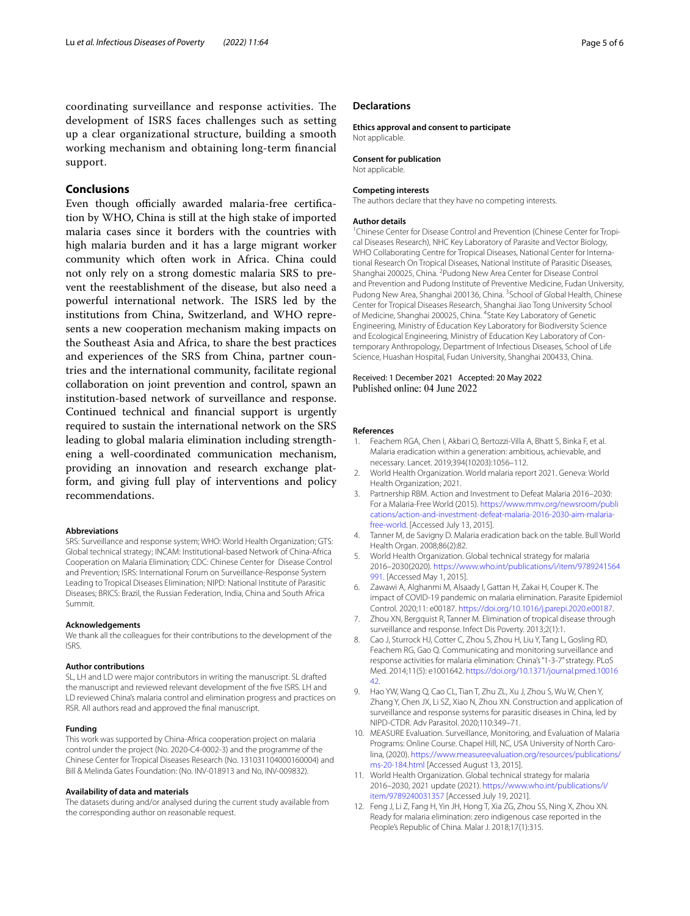coordinating surveillance and response activities. The development of ISRS faces challenges such as setting up a clear organizational structure, building a smooth working mechanism and obtaining long-term financial support.

## Conclusions

Even though officially awarded malaria-free certification by WHO, China is still at the high stake of imported malaria cases since it borders with the countries with high malaria burden and it has a large migrant worker community which often work in Africa. China could not only rely on a strong domestic malaria SRS to prevent the reestablishment of the disease, but also need a powerful international network. The ISRS led by the institutions from China, Switzerland, and WHO represents a new cooperation mechanism making impacts on the Southeast Asia and Africa, to share the best practices and experiences of the SRS from China, partner countries and the international community, facilitate regional collaboration on joint prevention and control, spawn an institution-based network of surveillance and response. Continued technical and financial support is urgently required to sustain the international network on the SRS leading to global malaria elimination including strengthening a well-coordinated communication mechanism, providing an innovation and research exchange platform, and giving full play of interventions and policy recommendations.

#### Abbreviations

SRS: Surveillance and response system; WHO: World Health Organization; GTS: Global technical strategy; INCAM: Institutional-based Network of China-Africa Cooperation on Malaria Elimination; CDC: Chinese Center for Disease Control and Prevention; ISRS: International Forum on Surveillance-Response System Leading to Tropical Diseases Elimination; NIPD: National Institute of Parasitic Diseases; BRICS: Brazil, the Russian Federation, India, China and South Africa Summit.

#### Acknowledgements

We thank all the colleagues for their contributions to the development of the ISRS.

#### Author contributions

SL, LH and LD were major contributors in writing the manuscript. SL drafted the manuscript and reviewed relevant development of the five ISRS. LH and LD reviewed China's malaria control and elimination progress and practices on RSR. All authors read and approved the final manuscript.

#### Funding

This work was supported by China-Africa cooperation project on malaria control under the project (No. 2020-C4-0002-3) and the programme of the Chinese Center for Tropical Diseases Research (No. 131031104000160004) and Bill & Melinda Gates Foundation: (No. INV-018913 and No, INV-009832).

#### Availability of data and materials

The datasets during and/or analysed during the current study available from the corresponding author on reasonable request.

## Declarations

#### Ethics approval and consent to participate

Not applicable.

#### Consent for publication

Not applicable.

#### Competing interests

The authors declare that they have no competing interests.

#### Author details

[1]Chinese Center for Disease Control and Prevention (Chinese Center for Tropical Diseases Research), NHC Key Laboratory of Parasite and Vector Biology, WHO Collaborating Centre for Tropical Diseases, National Center for International Research On Tropical Diseases, National Institute of Parasitic Diseases, Shanghai 200025, China. [2]Pudong New Area Center for Disease Control and Prevention and Pudong Institute of Preventive Medicine, Fudan University, Pudong New Area, Shanghai 200136, China. [3]School of Global Health, Chinese Center for Tropical Diseases Research, Shanghai Jiao Tong University School of Medicine, Shanghai 200025, China. [4]State Key Laboratory of Genetic Engineering, Ministry of Education Key Laboratory for Biodiversity Science and Ecological Engineering, Ministry of Education Key Laboratory of Contemporary Anthropology, Department of Infectious Diseases, School of Life Science, Huashan Hospital, Fudan University, Shanghai 200433, China.

Received: 1 December 2021 Accepted: 20 May 2022
Published online: 04 June 2022

#### References

1. Feachem RGA, Chen I, Akbari O, Bertozzi-Villa A, Bhatt S, Binka F, et al. Malaria eradication within a generation: ambitious, achievable, and necessary. Lancet. 2019;394(10203):1056–112.
2. World Health Organization. World malaria report 2021. Geneva: World Health Organization; 2021.
3. Partnership RBM. Action and Investment to Defeat Malaria 2016–2030: For a Malaria-Free World (2015). https://www.mmv.org/newsroom/publications/action-and-investment-defeat-malaria-2016-2030-aim-malaria-free-world. [Accessed July 13, 2015].
4. Tanner M, de Savigny D. Malaria eradication back on the table. Bull World Health Organ. 2008;86(2):82.
5. World Health Organization. Global technical strategy for malaria 2016–2030(2020). https://www.who.int/publications/i/item/9789241564991. [Accessed May 1, 2015].
6. Zawawi A, Alghanmi M, Alsaady I, Gattan H, Zakai H, Couper K. The impact of COVID-19 pandemic on malaria elimination. Parasite Epidemiol Control. 2020;11: e00187. https://doi.org/10.1016/j.parepi.2020.e00187.
7. Zhou XN, Bergquist R, Tanner M. Elimination of tropical disease through surveillance and response. Infect Dis Poverty. 2013;2(1):1.
8. Cao J, Sturrock HJ, Cotter C, Zhou S, Zhou H, Liu Y, Tang L, Gosling RD, Feachem RG, Gao Q. Communicating and monitoring surveillance and response activities for malaria elimination: China's "1-3-7" strategy. PLoS Med. 2014;11(5): e1001642. https://doi.org/10.1371/journal.pmed.1001642.
9. Hao YW, Wang Q, Cao CL, Tian T, Zhu ZL, Xu J, Zhou S, Wu W, Chen Y, Zhang Y, Chen JX, Li SZ, Xiao N, Zhou XN. Construction and application of surveillance and response systems for parasitic diseases in China, led by NIPD-CTDR. Adv Parasitol. 2020;110:349–71.
10. MEASURE Evaluation. Surveillance, Monitoring, and Evaluation of Malaria Programs: Online Course. Chapel Hill, NC, USA University of North Carolina, (2020). https://www.measureevaluation.org/resources/publications/ms-20-184.html [Accessed August 13, 2015].
11. World Health Organization. Global technical strategy for malaria 2016–2030, 2021 update (2021). https://www.who.int/publications/i/item/9789240031357 [Accessed July 19, 2021].
12. Feng J, Li Z, Fang H, Yin JH, Hong T, Xia ZG, Zhou SS, Ning X, Zhou XN. Ready for malaria elimination: zero indigenous case reported in the People's Republic of China. Malar J. 2018;17(1):315.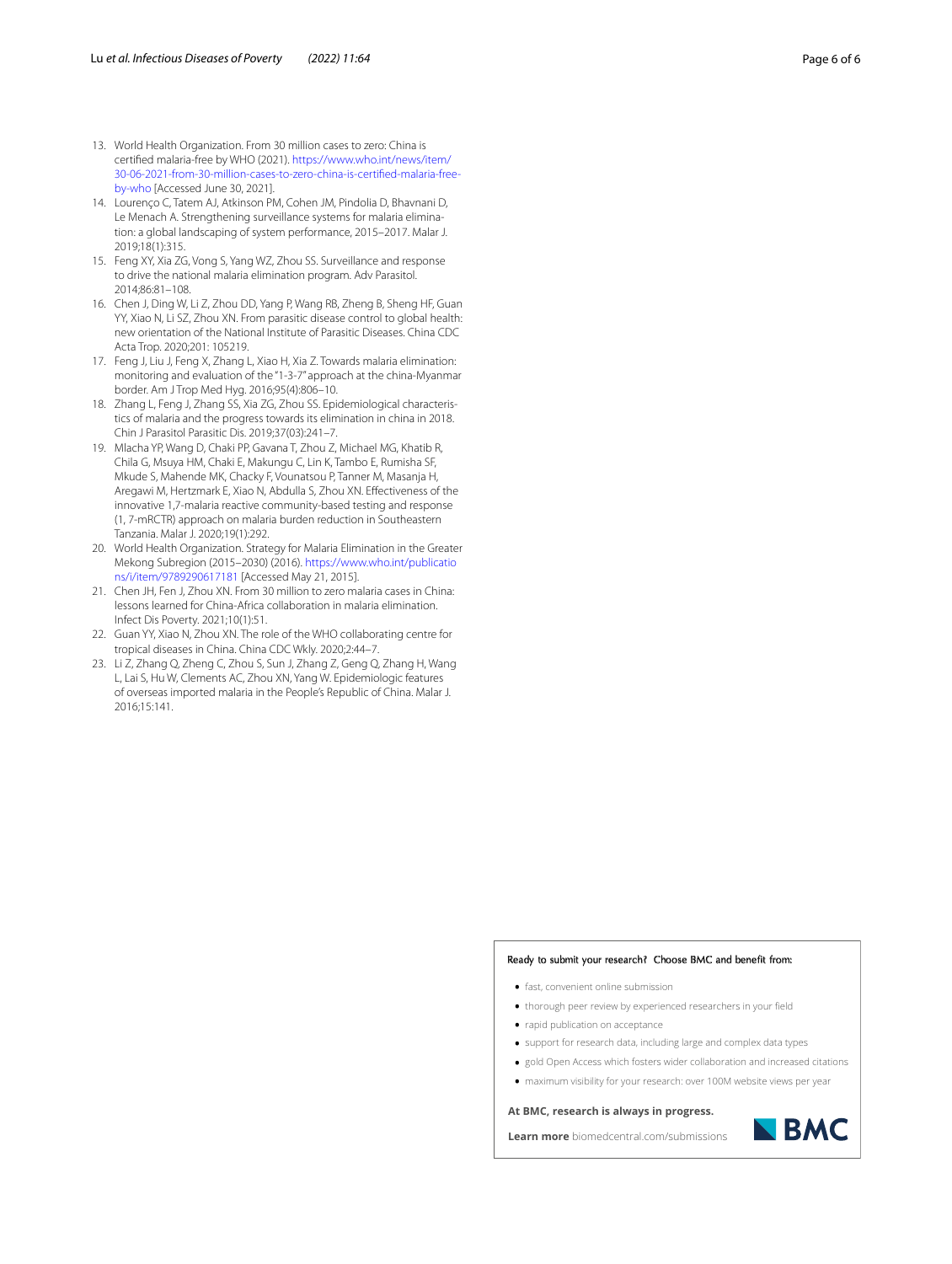13. World Health Organization. From 30 million cases to zero: China is certified malaria-free by WHO (2021). https://www.who.int/news/item/30-06-2021-from-30-million-cases-to-zero-china-is-certified-malaria-free-by-who [Accessed June 30, 2021].
14. Lourenço C, Tatem AJ, Atkinson PM, Cohen JM, Pindolia D, Bhavnani D, Le Menach A. Strengthening surveillance systems for malaria elimination: a global landscaping of system performance, 2015–2017. Malar J. 2019;18(1):315.
15. Feng XY, Xia ZG, Vong S, Yang WZ, Zhou SS. Surveillance and response to drive the national malaria elimination program. Adv Parasitol. 2014;86:81–108.
16. Chen J, Ding W, Li Z, Zhou DD, Yang P, Wang RB, Zheng B, Sheng HF, Guan YY, Xiao N, Li SZ, Zhou XN. From parasitic disease control to global health: new orientation of the National Institute of Parasitic Diseases. China CDC Acta Trop. 2020;201: 105219.
17. Feng J, Liu J, Feng X, Zhang L, Xiao H, Xia Z. Towards malaria elimination: monitoring and evaluation of the "1-3-7" approach at the china-Myanmar border. Am J Trop Med Hyg. 2016;95(4):806–10.
18. Zhang L, Feng J, Zhang SS, Xia ZG, Zhou SS. Epidemiological characteristics of malaria and the progress towards its elimination in china in 2018. Chin J Parasitol Parasitic Dis. 2019;37(03):241–7.
19. Mlacha YP, Wang D, Chaki PP, Gavana T, Zhou Z, Michael MG, Khatib R, Chila G, Msuya HM, Chaki E, Makungu C, Lin K, Tambo E, Rumisha SF, Mkude S, Mahende MK, Chacky F, Vounatsou P, Tanner M, Masanja H, Aregawi M, Hertzmark E, Xiao N, Abdulla S, Zhou XN. Effectiveness of the innovative 1,7-malaria reactive community-based testing and response (1, 7-mRCTR) approach on malaria burden reduction in Southeastern Tanzania. Malar J. 2020;19(1):292.
20. World Health Organization. Strategy for Malaria Elimination in the Greater Mekong Subregion (2015–2030) (2016). https://www.who.int/publications/i/item/9789290617181 [Accessed May 21, 2015].
21. Chen JH, Fen J, Zhou XN. From 30 million to zero malaria cases in China: lessons learned for China-Africa collaboration in malaria elimination. Infect Dis Poverty. 2021;10(1):51.
22. Guan YY, Xiao N, Zhou XN. The role of the WHO collaborating centre for tropical diseases in China. China CDC Wkly. 2020;2:44–7.
23. Li Z, Zhang Q, Zheng C, Zhou S, Sun J, Zhang Z, Geng Q, Zhang H, Wang L, Lai S, Hu W, Clements AC, Zhou XN, Yang W. Epidemiologic features of overseas imported malaria in the People's Republic of China. Malar J. 2016;15:141.

Ready to submit your research? Choose BMC and benefit from:

- fast, convenient online submission
- thorough peer review by experienced researchers in your field
- rapid publication on acceptance
- support for research data, including large and complex data types
- gold Open Access which fosters wider collaboration and increased citations
- maximum visibility for your research: over 100M website views per year

**At BMC, research is always in progress.**

**Learn more** biomedcentral.com/submissions

BMC